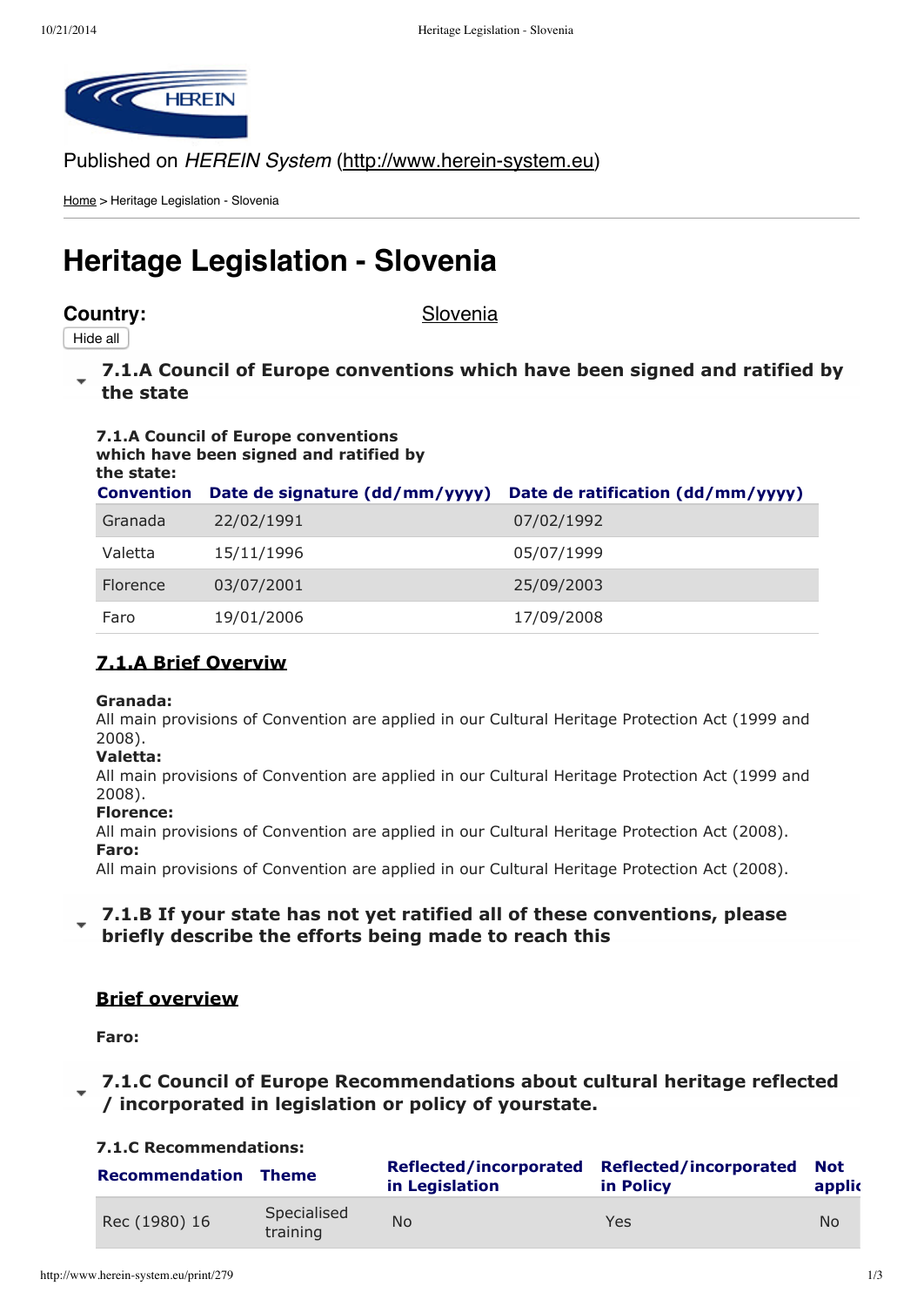Published on *HEREIN System* (http://www.herein-system.eu)

Home > Heritage Legislation - Slovenia

# Heritage Legislation - Slovenia

**Country:** Slovenia

Hide all

## 7.1.A Council of Europe conventions which have been signed and ratified by the state

**7.1.A Council of Europe conventions which have been signed and ratified by the state:**

| Convention | Date de signature (dd/mm/yyyy) | Date de ratification (dd/mm/yyyy) |
|---|---|---|
| Granada | 22/02/1991 | 07/02/1992 |
| Valetta | 15/11/1996 | 05/07/1999 |
| Florence | 03/07/2001 | 25/09/2003 |
| Faro | 19/01/2006 | 17/09/2008 |

### 7.1.A Brief Overviw

**Granada:**
All main provisions of Convention are applied in our Cultural Heritage Protection Act (1999 and 2008).
**Valetta:**
All main provisions of Convention are applied in our Cultural Heritage Protection Act (1999 and 2008).
**Florence:**
All main provisions of Convention are applied in our Cultural Heritage Protection Act (2008).
**Faro:**
All main provisions of Convention are applied in our Cultural Heritage Protection Act (2008).

## 7.1.B If your state has not yet ratified all of these conventions, please briefly describe the efforts being made to reach this

### Brief overview

**Faro:**

## 7.1.C Council of Europe Recommendations about cultural heritage reflected / incorporated in legislation or policy of yourstate.

**7.1.C Recommendations:**

| Recommendation | Theme | Reflected/incorporated in Legislation | Reflected/incorporated in Policy | Not applic |
|---|---|---|---|---|
| Rec (1980) 16 | Specialised training | No | Yes | No |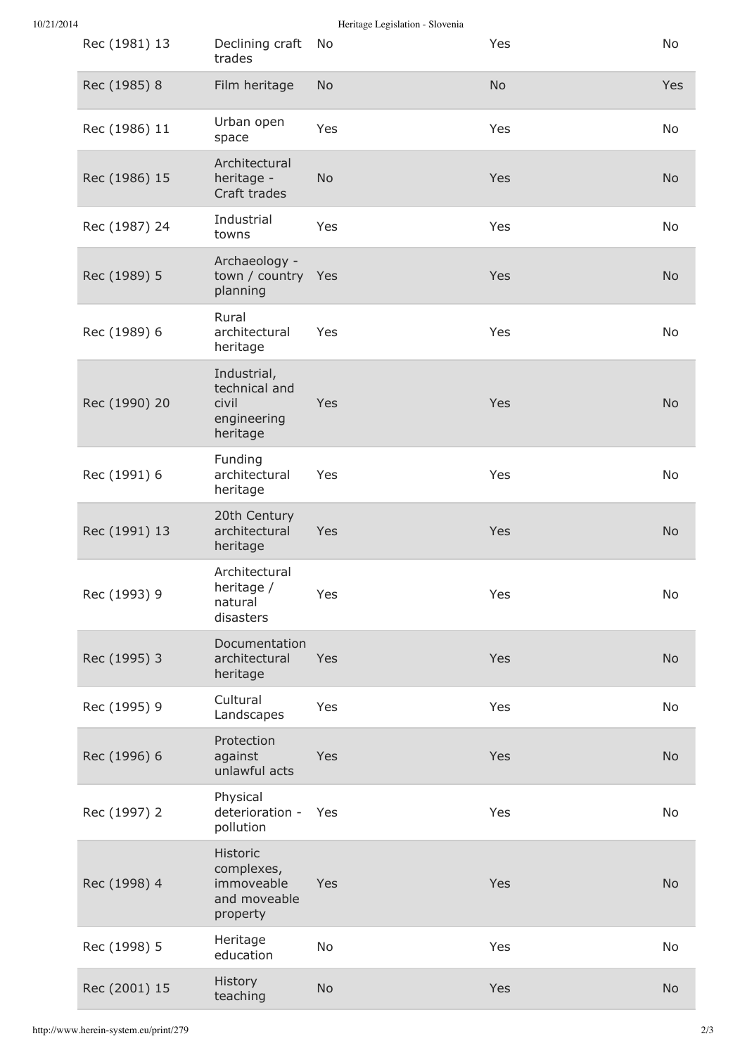| | | | | |
|---|---|---|---|---|
| Rec (1981) 13 | Declining craft trades | No | Yes | No |
| Rec (1985) 8 | Film heritage | No | No | Yes |
| Rec (1986) 11 | Urban open space | Yes | Yes | No |
| Rec (1986) 15 | Architectural heritage - Craft trades | No | Yes | No |
| Rec (1987) 24 | Industrial towns | Yes | Yes | No |
| Rec (1989) 5 | Archaeology - town / country planning | Yes | Yes | No |
| Rec (1989) 6 | Rural architectural heritage | Yes | Yes | No |
| Rec (1990) 20 | Industrial, technical and civil engineering heritage | Yes | Yes | No |
| Rec (1991) 6 | Funding architectural heritage | Yes | Yes | No |
| Rec (1991) 13 | 20th Century architectural heritage | Yes | Yes | No |
| Rec (1993) 9 | Architectural heritage / natural disasters | Yes | Yes | No |
| Rec (1995) 3 | Documentation architectural heritage | Yes | Yes | No |
| Rec (1995) 9 | Cultural Landscapes | Yes | Yes | No |
| Rec (1996) 6 | Protection against unlawful acts | Yes | Yes | No |
| Rec (1997) 2 | Physical deterioration - pollution | Yes | Yes | No |
| Rec (1998) 4 | Historic complexes, immoveable and moveable property | Yes | Yes | No |
| Rec (1998) 5 | Heritage education | No | Yes | No |
| Rec (2001) 15 | History teaching | No | Yes | No |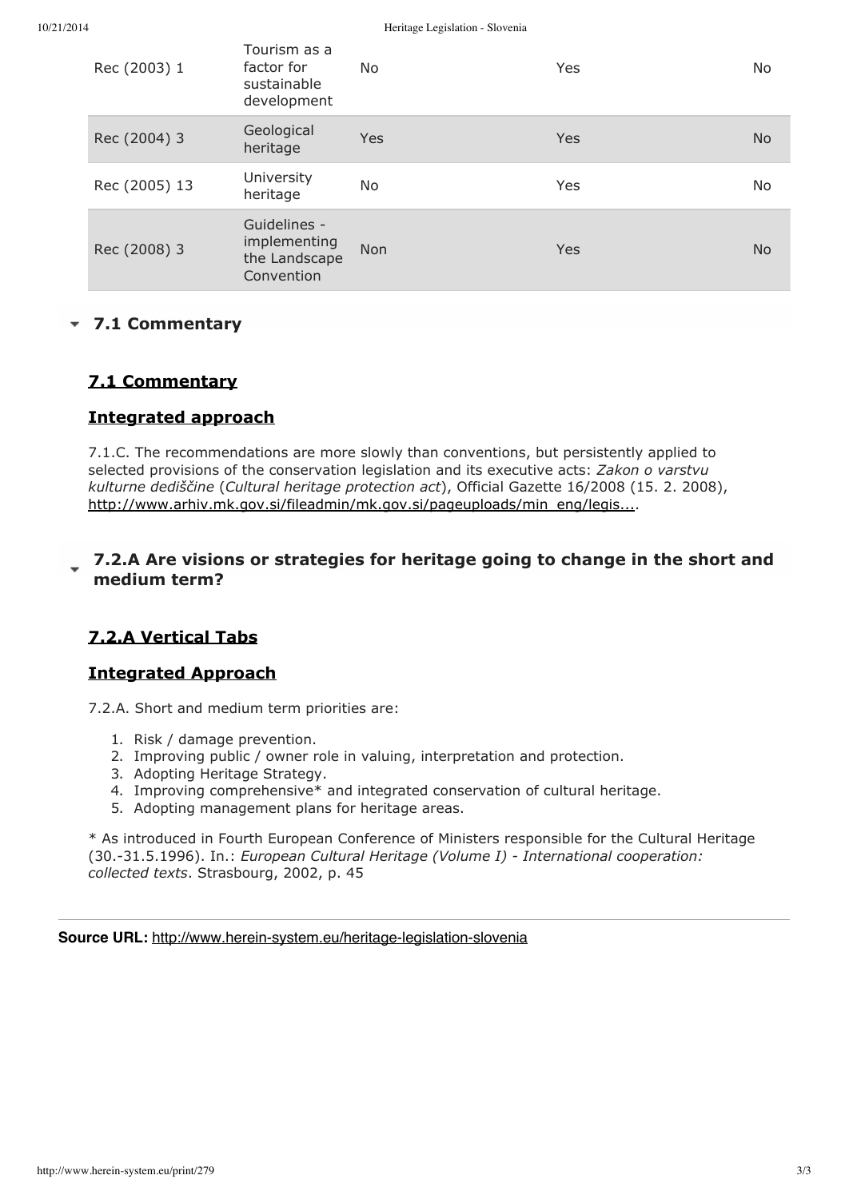| | | | | |
|---|---|---|---|---|
| Rec (2003) 1 | Tourism as a factor for sustainable development | No | Yes | No |
| Rec (2004) 3 | Geological heritage | Yes | Yes | No |
| Rec (2005) 13 | University heritage | No | Yes | No |
| Rec (2008) 3 | Guidelines - implementing the Landscape Convention | Non | Yes | No |

## 7.1 Commentary

## 7.1 Commentary

### Integrated approach

7.1.C. The recommendations are more slowly than conventions, but persistently applied to selected provisions of the conservation legislation and its executive acts: *Zakon o varstvu kulturne dediščine* (*Cultural heritage protection act*), Official Gazette 16/2008 (15. 2. 2008), http://www.arhiv.mk.gov.si/fileadmin/mk.gov.si/pageuploads/min_eng/legis....

## 7.2.A Are visions or strategies for heritage going to change in the short and medium term?

## 7.2.A Vertical Tabs

### Integrated Approach

7.2.A. Short and medium term priorities are:

1. Risk / damage prevention.
2. Improving public / owner role in valuing, interpretation and protection.
3. Adopting Heritage Strategy.
4. Improving comprehensive* and integrated conservation of cultural heritage.
5. Adopting management plans for heritage areas.

* As introduced in Fourth European Conference of Ministers responsible for the Cultural Heritage (30.-31.5.1996). In.: *European Cultural Heritage (Volume I) - International cooperation: collected texts*. Strasbourg, 2002, p. 45

---

**Source URL:** http://www.herein-system.eu/heritage-legislation-slovenia